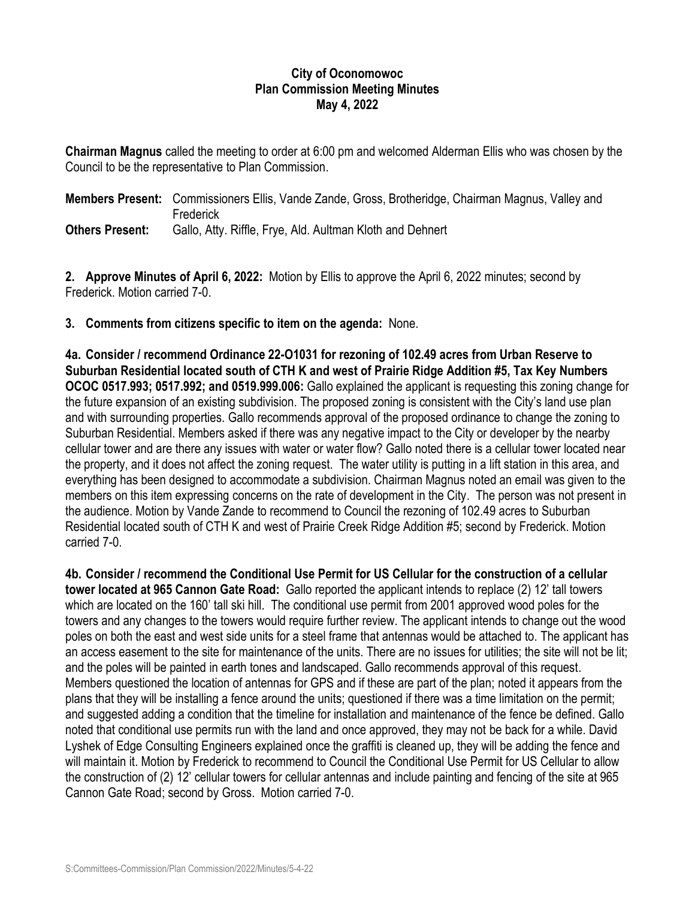**City of Oconomowoc**
**Plan Commission Meeting Minutes**
**May 4, 2022**

**Chairman Magnus** called the meeting to order at 6:00 pm and welcomed Alderman Ellis who was chosen by the Council to be the representative to Plan Commission.

**Members Present:** Commissioners Ellis, Vande Zande, Gross, Brotheridge, Chairman Magnus, Valley and Frederick
**Others Present:** Gallo, Atty. Riffle, Frye, Ald. Aultman Kloth and Dehnert

**2. Approve Minutes of April 6, 2022:** Motion by Ellis to approve the April 6, 2022 minutes; second by Frederick. Motion carried 7-0.

**3. Comments from citizens specific to item on the agenda:** None.

**4a. Consider / recommend Ordinance 22-O1031 for rezoning of 102.49 acres from Urban Reserve to Suburban Residential located south of CTH K and west of Prairie Ridge Addition #5, Tax Key Numbers OCOC 0517.993; 0517.992; and 0519.999.006:** Gallo explained the applicant is requesting this zoning change for the future expansion of an existing subdivision. The proposed zoning is consistent with the City's land use plan and with surrounding properties. Gallo recommends approval of the proposed ordinance to change the zoning to Suburban Residential. Members asked if there was any negative impact to the City or developer by the nearby cellular tower and are there any issues with water or water flow? Gallo noted there is a cellular tower located near the property, and it does not affect the zoning request. The water utility is putting in a lift station in this area, and everything has been designed to accommodate a subdivision. Chairman Magnus noted an email was given to the members on this item expressing concerns on the rate of development in the City. The person was not present in the audience. Motion by Vande Zande to recommend to Council the rezoning of 102.49 acres to Suburban Residential located south of CTH K and west of Prairie Creek Ridge Addition #5; second by Frederick. Motion carried 7-0.

**4b. Consider / recommend the Conditional Use Permit for US Cellular for the construction of a cellular tower located at 965 Cannon Gate Road:** Gallo reported the applicant intends to replace (2) 12' tall towers which are located on the 160' tall ski hill. The conditional use permit from 2001 approved wood poles for the towers and any changes to the towers would require further review. The applicant intends to change out the wood poles on both the east and west side units for a steel frame that antennas would be attached to. The applicant has an access easement to the site for maintenance of the units. There are no issues for utilities; the site will not be lit; and the poles will be painted in earth tones and landscaped. Gallo recommends approval of this request. Members questioned the location of antennas for GPS and if these are part of the plan; noted it appears from the plans that they will be installing a fence around the units; questioned if there was a time limitation on the permit; and suggested adding a condition that the timeline for installation and maintenance of the fence be defined. Gallo noted that conditional use permits run with the land and once approved, they may not be back for a while. David Lyshek of Edge Consulting Engineers explained once the graffiti is cleaned up, they will be adding the fence and will maintain it. Motion by Frederick to recommend to Council the Conditional Use Permit for US Cellular to allow the construction of (2) 12' cellular towers for cellular antennas and include painting and fencing of the site at 965 Cannon Gate Road; second by Gross. Motion carried 7-0.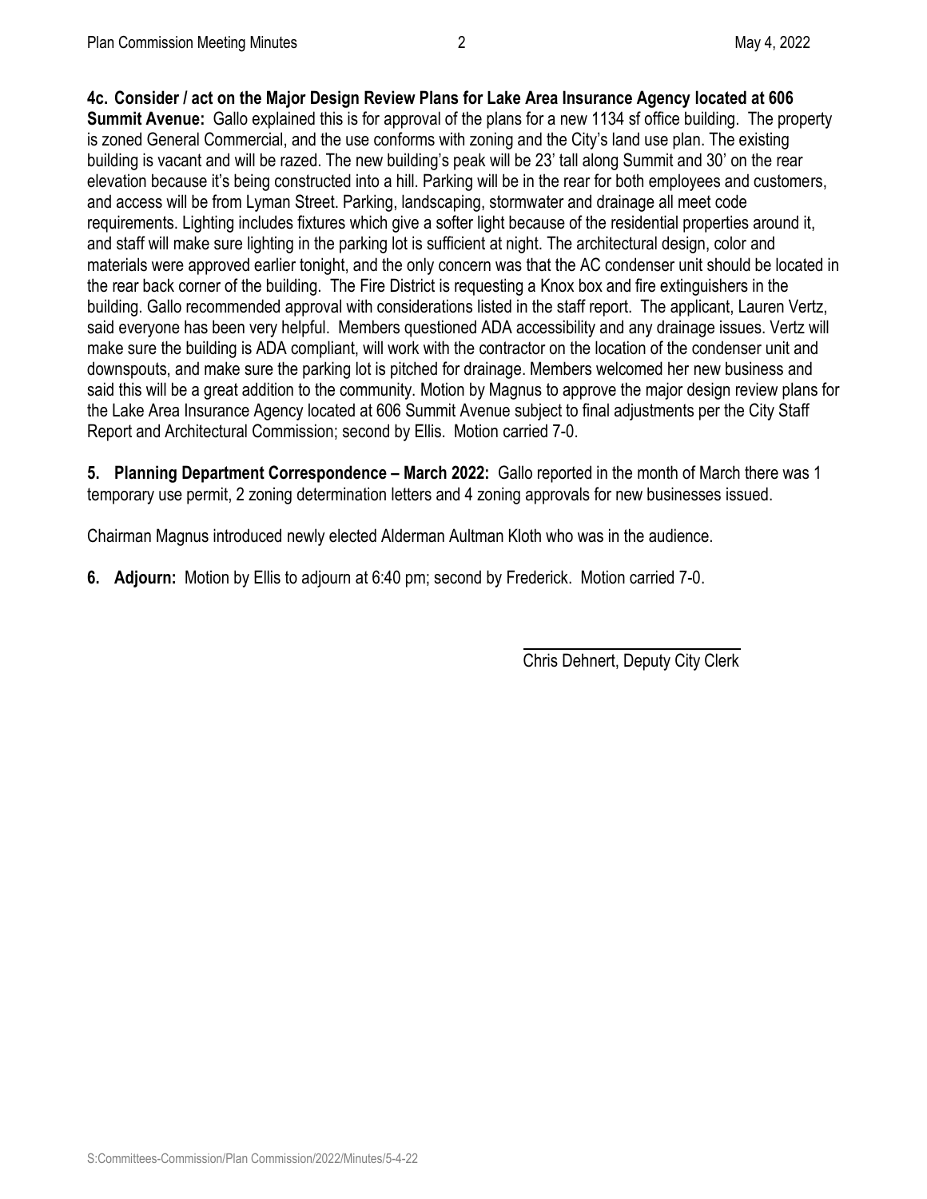**4c. Consider / act on the Major Design Review Plans for Lake Area Insurance Agency located at 606 Summit Avenue:** Gallo explained this is for approval of the plans for a new 1134 sf office building. The property is zoned General Commercial, and the use conforms with zoning and the City's land use plan. The existing building is vacant and will be razed. The new building's peak will be 23' tall along Summit and 30' on the rear elevation because it's being constructed into a hill. Parking will be in the rear for both employees and customers, and access will be from Lyman Street. Parking, landscaping, stormwater and drainage all meet code requirements. Lighting includes fixtures which give a softer light because of the residential properties around it, and staff will make sure lighting in the parking lot is sufficient at night. The architectural design, color and materials were approved earlier tonight, and the only concern was that the AC condenser unit should be located in the rear back corner of the building. The Fire District is requesting a Knox box and fire extinguishers in the building. Gallo recommended approval with considerations listed in the staff report. The applicant, Lauren Vertz, said everyone has been very helpful. Members questioned ADA accessibility and any drainage issues. Vertz will make sure the building is ADA compliant, will work with the contractor on the location of the condenser unit and downspouts, and make sure the parking lot is pitched for drainage. Members welcomed her new business and said this will be a great addition to the community. Motion by Magnus to approve the major design review plans for the Lake Area Insurance Agency located at 606 Summit Avenue subject to final adjustments per the City Staff Report and Architectural Commission; second by Ellis. Motion carried 7-0.

**5. Planning Department Correspondence – March 2022:** Gallo reported in the month of March there was 1 temporary use permit, 2 zoning determination letters and 4 zoning approvals for new businesses issued.

Chairman Magnus introduced newly elected Alderman Aultman Kloth who was in the audience.

**6. Adjourn:** Motion by Ellis to adjourn at 6:40 pm; second by Frederick. Motion carried 7-0.

Chris Dehnert, Deputy City Clerk

S:Committees-Commission/Plan Commission/2022/Minutes/5-4-22